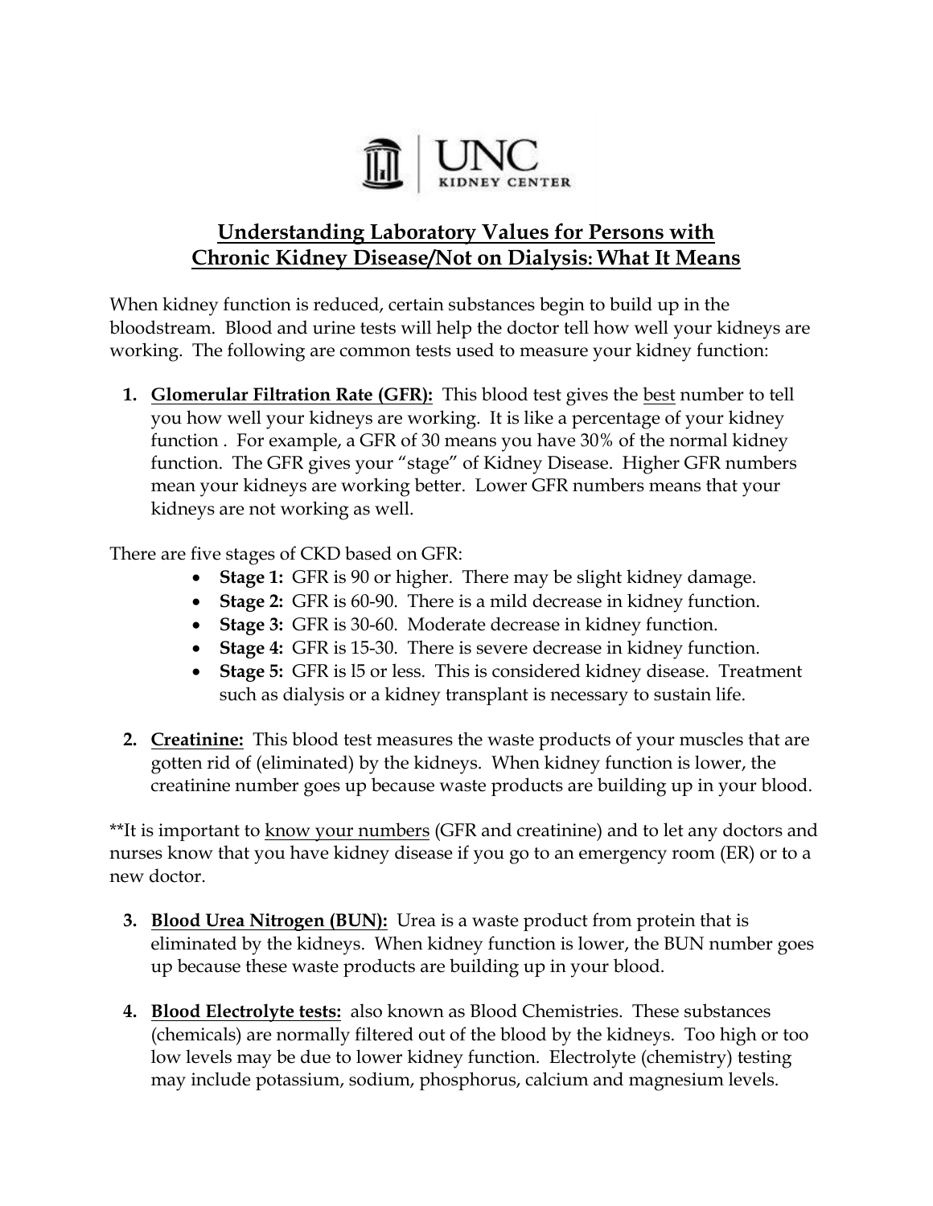UNC KIDNEY CENTER

## Understanding Laboratory Values for Persons with Chronic Kidney Disease/Not on Dialysis: What It Means

When kidney function is reduced, certain substances begin to build up in the bloodstream. Blood and urine tests will help the doctor tell how well your kidneys are working. The following are common tests used to measure your kidney function:

1. **Glomerular Filtration Rate (GFR):** This blood test gives the best number to tell you how well your kidneys are working. It is like a percentage of your kidney function . For example, a GFR of 30 means you have 30% of the normal kidney function. The GFR gives your "stage" of Kidney Disease. Higher GFR numbers mean your kidneys are working better. Lower GFR numbers means that your kidneys are not working as well.

There are five stages of CKD based on GFR:

- **Stage 1:** GFR is 90 or higher. There may be slight kidney damage.
- **Stage 2:** GFR is 60-90. There is a mild decrease in kidney function.
- **Stage 3:** GFR is 30-60. Moderate decrease in kidney function.
- **Stage 4:** GFR is 15-30. There is severe decrease in kidney function.
- **Stage 5:** GFR is l5 or less. This is considered kidney disease. Treatment such as dialysis or a kidney transplant is necessary to sustain life.

2. **Creatinine:** This blood test measures the waste products of your muscles that are gotten rid of (eliminated) by the kidneys. When kidney function is lower, the creatinine number goes up because waste products are building up in your blood.

**It is important to know your numbers (GFR and creatinine) and to let any doctors and nurses know that you have kidney disease if you go to an emergency room (ER) or to a new doctor.

3. **Blood Urea Nitrogen (BUN):** Urea is a waste product from protein that is eliminated by the kidneys. When kidney function is lower, the BUN number goes up because these waste products are building up in your blood.

4. **Blood Electrolyte tests:** also known as Blood Chemistries. These substances (chemicals) are normally filtered out of the blood by the kidneys. Too high or too low levels may be due to lower kidney function. Electrolyte (chemistry) testing may include potassium, sodium, phosphorus, calcium and magnesium levels.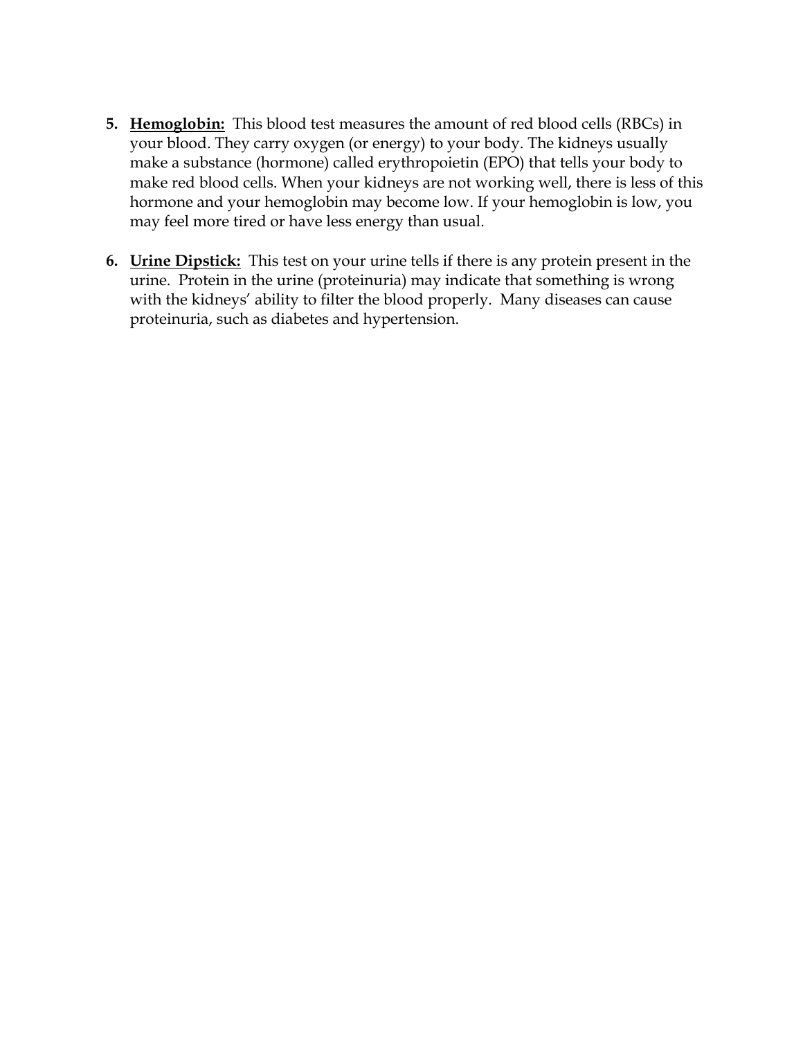5. **<u>Hemoglobin:</u>** This blood test measures the amount of red blood cells (RBCs) in your blood. They carry oxygen (or energy) to your body. The kidneys usually make a substance (hormone) called erythropoietin (EPO) that tells your body to make red blood cells. When your kidneys are not working well, there is less of this hormone and your hemoglobin may become low. If your hemoglobin is low, you may feel more tired or have less energy than usual.

6. **<u>Urine Dipstick:</u>** This test on your urine tells if there is any protein present in the urine. Protein in the urine (proteinuria) may indicate that something is wrong with the kidneys' ability to filter the blood properly. Many diseases can cause proteinuria, such as diabetes and hypertension.